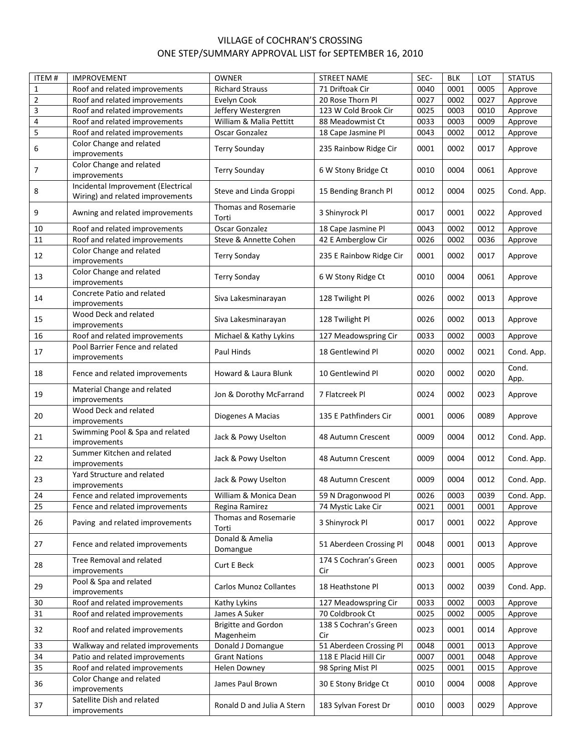# VILLAGE of COCHRAN'S CROSSING
## ONE STEP/SUMMARY APPROVAL LIST for SEPTEMBER 16, 2010

| ITEM # | IMPROVEMENT | OWNER | STREET NAME | SEC- | BLK | LOT | STATUS |
|---|---|---|---|---|---|---|---|
| 1 | Roof and related improvements | Richard Strauss | 71 Driftoak Cir | 0040 | 0001 | 0005 | Approve |
| 2 | Roof and related improvements | Evelyn Cook | 20 Rose Thorn Pl | 0027 | 0002 | 0027 | Approve |
| 3 | Roof and related improvements | Jeffery Westergren | 123 W Cold Brook Cir | 0025 | 0003 | 0010 | Approve |
| 4 | Roof and related improvements | William & Malia Pettitt | 88 Meadowmist Ct | 0033 | 0003 | 0009 | Approve |
| 5 | Roof and related improvements | Oscar Gonzalez | 18 Cape Jasmine Pl | 0043 | 0002 | 0012 | Approve |
| 6 | Color Change and related improvements | Terry Sounday | 235 Rainbow Ridge Cir | 0001 | 0002 | 0017 | Approve |
| 7 | Color Change and related improvements | Terry Sounday | 6 W Stony Bridge Ct | 0010 | 0004 | 0061 | Approve |
| 8 | Incidental Improvement (Electrical Wiring) and related improvements | Steve and Linda Groppi | 15 Bending Branch Pl | 0012 | 0004 | 0025 | Cond. App. |
| 9 | Awning and related improvements | Thomas and Rosemarie Torti | 3 Shinyrock Pl | 0017 | 0001 | 0022 | Approved |
| 10 | Roof and related improvements | Oscar Gonzalez | 18 Cape Jasmine Pl | 0043 | 0002 | 0012 | Approve |
| 11 | Roof and related improvements | Steve & Annette Cohen | 42 E Amberglow Cir | 0026 | 0002 | 0036 | Approve |
| 12 | Color Change and related improvements | Terry Sonday | 235 E Rainbow Ridge Cir | 0001 | 0002 | 0017 | Approve |
| 13 | Color Change and related improvements | Terry Sonday | 6 W Stony Ridge Ct | 0010 | 0004 | 0061 | Approve |
| 14 | Concrete Patio and related improvements | Siva Lakesminarayan | 128 Twilight Pl | 0026 | 0002 | 0013 | Approve |
| 15 | Wood Deck and related improvements | Siva Lakesminarayan | 128 Twilight Pl | 0026 | 0002 | 0013 | Approve |
| 16 | Roof and related improvements | Michael & Kathy Lykins | 127 Meadowspring Cir | 0033 | 0002 | 0003 | Approve |
| 17 | Pool Barrier Fence and related improvements | Paul Hinds | 18 Gentlewind Pl | 0020 | 0002 | 0021 | Cond. App. |
| 18 | Fence and related improvements | Howard & Laura Blunk | 10 Gentlewind Pl | 0020 | 0002 | 0020 | Cond. App. |
| 19 | Material Change and related improvements | Jon & Dorothy McFarrand | 7 Flatcreek Pl | 0024 | 0002 | 0023 | Approve |
| 20 | Wood Deck and related improvements | Diogenes A Macias | 135 E Pathfinders Cir | 0001 | 0006 | 0089 | Approve |
| 21 | Swimming Pool & Spa and related improvements | Jack & Powy Uselton | 48 Autumn Crescent | 0009 | 0004 | 0012 | Cond. App. |
| 22 | Summer Kitchen and related improvements | Jack & Powy Uselton | 48 Autumn Crescent | 0009 | 0004 | 0012 | Cond. App. |
| 23 | Yard Structure and related improvements | Jack & Powy Uselton | 48 Autumn Crescent | 0009 | 0004 | 0012 | Cond. App. |
| 24 | Fence and related improvements | William & Monica Dean | 59 N Dragonwood Pl | 0026 | 0003 | 0039 | Cond. App. |
| 25 | Fence and related improvements | Regina Ramirez | 74 Mystic Lake Cir | 0021 | 0001 | 0001 | Approve |
| 26 | Paving and related improvements | Thomas and Rosemarie Torti | 3 Shinyrock Pl | 0017 | 0001 | 0022 | Approve |
| 27 | Fence and related improvements | Donald & Amelia Domangue | 51 Aberdeen Crossing Pl | 0048 | 0001 | 0013 | Approve |
| 28 | Tree Removal and related improvements | Curt E Beck | 174 S Cochran's Green Cir | 0023 | 0001 | 0005 | Approve |
| 29 | Pool & Spa and related improvements | Carlos Munoz Collantes | 18 Heathstone Pl | 0013 | 0002 | 0039 | Cond. App. |
| 30 | Roof and related improvements | Kathy Lykins | 127 Meadowspring Cir | 0033 | 0002 | 0003 | Approve |
| 31 | Roof and related improvements | James A Suker | 70 Coldbrook Ct | 0025 | 0002 | 0005 | Approve |
| 32 | Roof and related improvements | Brigitte and Gordon Magenheim | 138 S Cochran's Green Cir | 0023 | 0001 | 0014 | Approve |
| 33 | Walkway and related improvements | Donald J Domangue | 51 Aberdeen Crossing Pl | 0048 | 0001 | 0013 | Approve |
| 34 | Patio and related improvements | Grant Nations | 118 E Placid Hill Cir | 0007 | 0001 | 0048 | Approve |
| 35 | Roof and related improvements | Helen Downey | 98 Spring Mist Pl | 0025 | 0001 | 0015 | Approve |
| 36 | Color Change and related improvements | James Paul Brown | 30 E Stony Bridge Ct | 0010 | 0004 | 0008 | Approve |
| 37 | Satellite Dish and related improvements | Ronald D and Julia A Stern | 183 Sylvan Forest Dr | 0010 | 0003 | 0029 | Approve |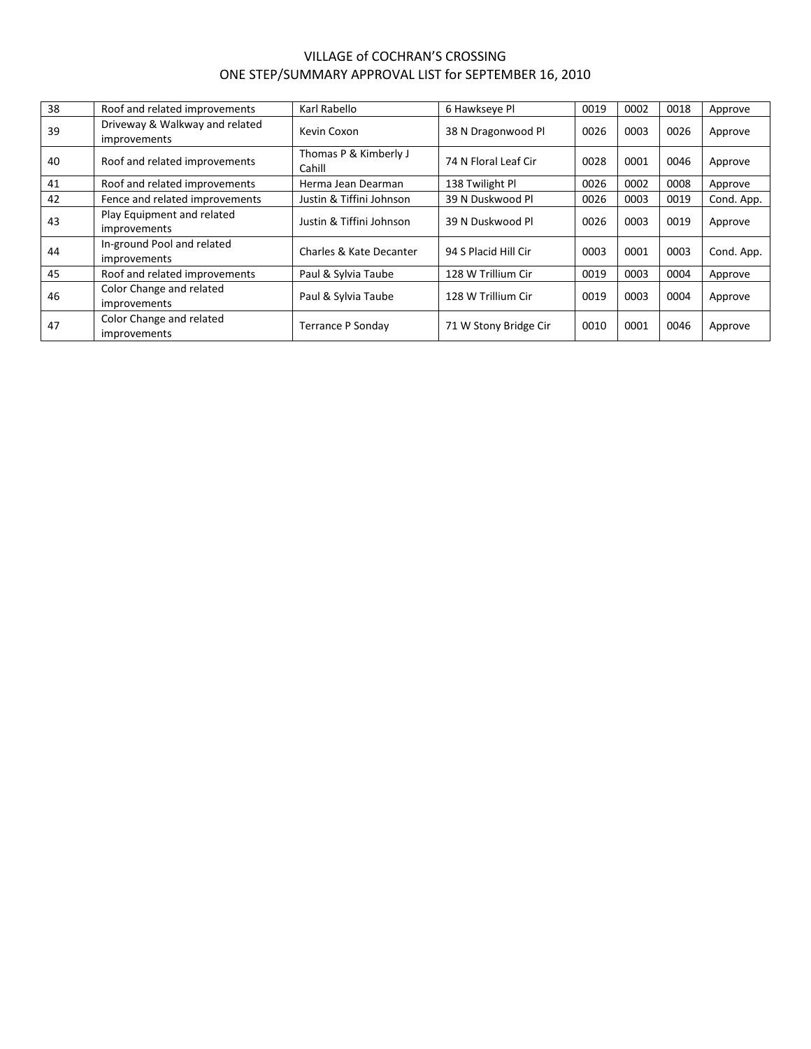# VILLAGE of COCHRAN'S CROSSING
## ONE STEP/SUMMARY APPROVAL LIST for SEPTEMBER 16, 2010

| | | | | | | | |
|---|---|---|---|---|---|---|---|
| 38 | Roof and related improvements | Karl Rabello | 6 Hawkseye Pl | 0019 | 0002 | 0018 | Approve |
| 39 | Driveway & Walkway and related improvements | Kevin Coxon | 38 N Dragonwood Pl | 0026 | 0003 | 0026 | Approve |
| 40 | Roof and related improvements | Thomas P & Kimberly J Cahill | 74 N Floral Leaf Cir | 0028 | 0001 | 0046 | Approve |
| 41 | Roof and related improvements | Herma Jean Dearman | 138 Twilight Pl | 0026 | 0002 | 0008 | Approve |
| 42 | Fence and related improvements | Justin & Tiffini Johnson | 39 N Duskwood Pl | 0026 | 0003 | 0019 | Cond. App. |
| 43 | Play Equipment and related improvements | Justin & Tiffini Johnson | 39 N Duskwood Pl | 0026 | 0003 | 0019 | Approve |
| 44 | In-ground Pool and related improvements | Charles & Kate Decanter | 94 S Placid Hill Cir | 0003 | 0001 | 0003 | Cond. App. |
| 45 | Roof and related improvements | Paul & Sylvia Taube | 128 W Trillium Cir | 0019 | 0003 | 0004 | Approve |
| 46 | Color Change and related improvements | Paul & Sylvia Taube | 128 W Trillium Cir | 0019 | 0003 | 0004 | Approve |
| 47 | Color Change and related improvements | Terrance P Sonday | 71 W Stony Bridge Cir | 0010 | 0001 | 0046 | Approve |